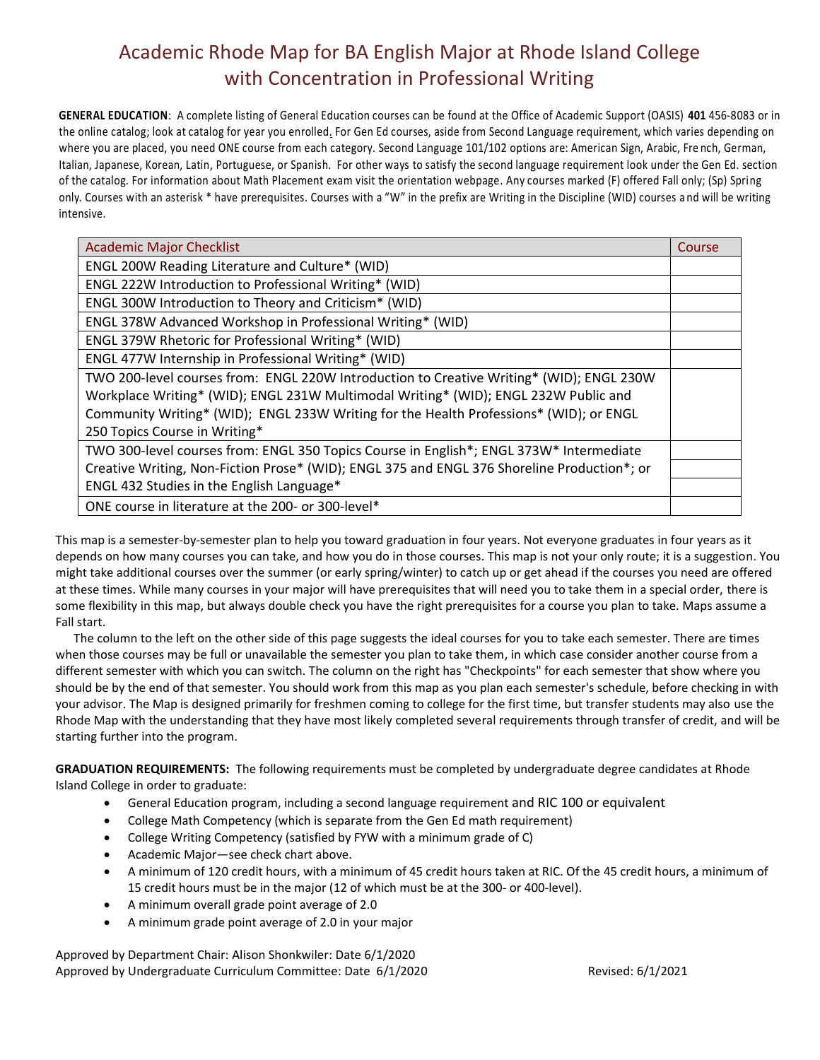# Academic Rhode Map for BA English Major at Rhode Island College with Concentration in Professional Writing

**GENERAL EDUCATION**: A complete listing of General Education courses can be found at the Office of Academic Support (OASIS) **401** 456-8083 or in the online catalog; look at catalog for year you enrolled. For Gen Ed courses, aside from Second Language requirement, which varies depending on where you are placed, you need ONE course from each category. Second Language 101/102 options are: American Sign, Arabic, French, German, Italian, Japanese, Korean, Latin, Portuguese, or Spanish. For other ways to satisfy the second language requirement look under the Gen Ed. section of the catalog. For information about Math Placement exam visit the orientation webpage. Any courses marked (F) offered Fall only; (Sp) Spring only. Courses with an asterisk * have prerequisites. Courses with a "W" in the prefix are Writing in the Discipline (WID) courses and will be writing intensive.

| Academic Major Checklist | Course |
|---|---|
| ENGL 200W Reading Literature and Culture* (WID) | |
| ENGL 222W Introduction to Professional Writing* (WID) | |
| ENGL 300W Introduction to Theory and Criticism* (WID) | |
| ENGL 378W Advanced Workshop in Professional Writing* (WID) | |
| ENGL 379W Rhetoric for Professional Writing* (WID) | |
| ENGL 477W Internship in Professional Writing* (WID) | |
| TWO 200-level courses from: ENGL 220W Introduction to Creative Writing* (WID); ENGL 230W Workplace Writing* (WID); ENGL 231W Multimodal Writing* (WID); ENGL 232W Public and Community Writing* (WID); ENGL 233W Writing for the Health Professions* (WID); or ENGL 250 Topics Course in Writing* | |
| TWO 300-level courses from: ENGL 350 Topics Course in English*; ENGL 373W* Intermediate Creative Writing, Non-Fiction Prose* (WID); ENGL 375 and ENGL 376 Shoreline Production*; or ENGL 432 Studies in the English Language* | |
| ONE course in literature at the 200- or 300-level* | |

This map is a semester-by-semester plan to help you toward graduation in four years. Not everyone graduates in four years as it depends on how many courses you can take, and how you do in those courses. This map is not your only route; it is a suggestion. You might take additional courses over the summer (or early spring/winter) to catch up or get ahead if the courses you need are offered at these times. While many courses in your major will have prerequisites that will need you to take them in a special order, there is some flexibility in this map, but always double check you have the right prerequisites for a course you plan to take. Maps assume a Fall start.

The column to the left on the other side of this page suggests the ideal courses for you to take each semester. There are times when those courses may be full or unavailable the semester you plan to take them, in which case consider another course from a different semester with which you can switch. The column on the right has "Checkpoints" for each semester that show where you should be by the end of that semester. You should work from this map as you plan each semester's schedule, before checking in with your advisor. The Map is designed primarily for freshmen coming to college for the first time, but transfer students may also use the Rhode Map with the understanding that they have most likely completed several requirements through transfer of credit, and will be starting further into the program.

**GRADUATION REQUIREMENTS:** The following requirements must be completed by undergraduate degree candidates at Rhode Island College in order to graduate:

- General Education program, including a second language requirement and RIC 100 or equivalent
- College Math Competency (which is separate from the Gen Ed math requirement)
- College Writing Competency (satisfied by FYW with a minimum grade of C)
- Academic Major—see check chart above.
- A minimum of 120 credit hours, with a minimum of 45 credit hours taken at RIC. Of the 45 credit hours, a minimum of 15 credit hours must be in the major (12 of which must be at the 300- or 400-level).
- A minimum overall grade point average of 2.0
- A minimum grade point average of 2.0 in your major

Approved by Department Chair: Alison Shonkwiler: Date 6/1/2020
Approved by Undergraduate Curriculum Committee: Date 6/1/2020 Revised: 6/1/2021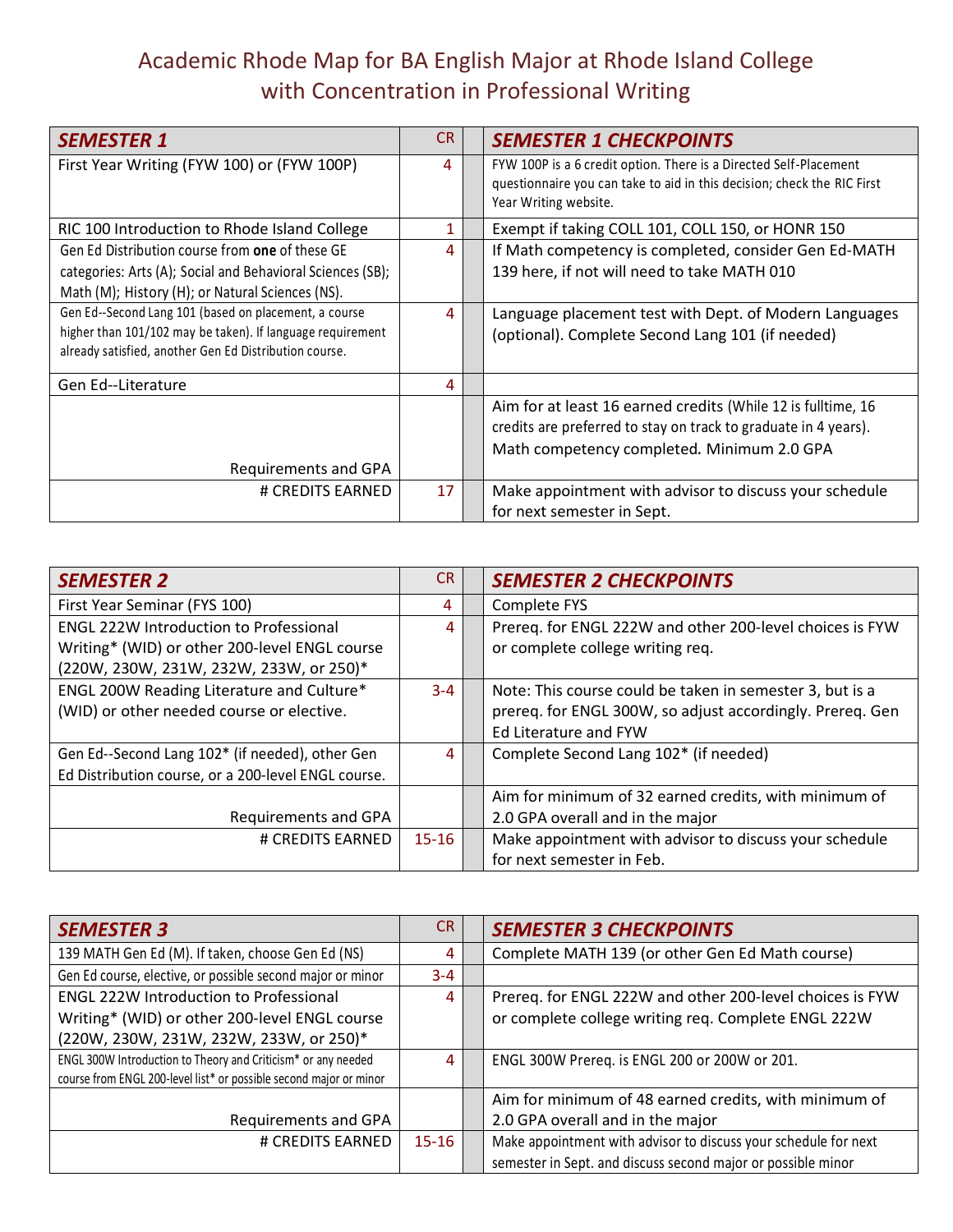# Academic Rhode Map for BA English Major at Rhode Island College with Concentration in Professional Writing

| SEMESTER 1 | CR | | SEMESTER 1 CHECKPOINTS |
|---|---|---|---|
| First Year Writing (FYW 100) or (FYW 100P) | 4 | | FYW 100P is a 6 credit option. There is a Directed Self-Placement questionnaire you can take to aid in this decision; check the RIC First Year Writing website. |
| RIC 100 Introduction to Rhode Island College | 1 | | Exempt if taking COLL 101, COLL 150, or HONR 150 |
| Gen Ed Distribution course from **one** of these GE categories: Arts (A); Social and Behavioral Sciences (SB); Math (M); History (H); or Natural Sciences (NS). | 4 | | If Math competency is completed, consider Gen Ed-MATH 139 here, if not will need to take MATH 010 |
| Gen Ed--Second Lang 101 (based on placement, a course higher than 101/102 may be taken). If language requirement already satisfied, another Gen Ed Distribution course. | 4 | | Language placement test with Dept. of Modern Languages (optional). Complete Second Lang 101 (if needed) |
| Gen Ed--Literature | 4 | | |
| Requirements and GPA | | | Aim for at least 16 earned credits (While 12 is fulltime, 16 credits are preferred to stay on track to graduate in 4 years). Math competency completed. Minimum 2.0 GPA |
| # CREDITS EARNED | 17 | | Make appointment with advisor to discuss your schedule for next semester in Sept. |

| SEMESTER 2 | CR | | SEMESTER 2 CHECKPOINTS |
|---|---|---|---|
| First Year Seminar (FYS 100) | 4 | | Complete FYS |
| ENGL 222W Introduction to Professional Writing* (WID) or other 200-level ENGL course (220W, 230W, 231W, 232W, 233W, or 250)* | 4 | | Prereq. for ENGL 222W and other 200-level choices is FYW or complete college writing req. |
| ENGL 200W Reading Literature and Culture* (WID) or other needed course or elective. | 3-4 | | Note: This course could be taken in semester 3, but is a prereq. for ENGL 300W, so adjust accordingly. Prereq. Gen Ed Literature and FYW |
| Gen Ed--Second Lang 102* (if needed), other Gen Ed Distribution course, or a 200-level ENGL course. | 4 | | Complete Second Lang 102* (if needed) |
| Requirements and GPA | | | Aim for minimum of 32 earned credits, with minimum of 2.0 GPA overall and in the major |
| # CREDITS EARNED | 15-16 | | Make appointment with advisor to discuss your schedule for next semester in Feb. |

| SEMESTER 3 | CR | | SEMESTER 3 CHECKPOINTS |
|---|---|---|---|
| 139 MATH Gen Ed (M). If taken, choose Gen Ed (NS) | 4 | | Complete MATH 139 (or other Gen Ed Math course) |
| Gen Ed course, elective, or possible second major or minor | 3-4 | | |
| ENGL 222W Introduction to Professional Writing* (WID) or other 200-level ENGL course (220W, 230W, 231W, 232W, 233W, or 250)* | 4 | | Prereq. for ENGL 222W and other 200-level choices is FYW or complete college writing req. Complete ENGL 222W |
| ENGL 300W Introduction to Theory and Criticism* or any needed course from ENGL 200-level list* or possible second major or minor | 4 | | ENGL 300W Prereq. is ENGL 200 or 200W or 201. |
| Requirements and GPA | | | Aim for minimum of 48 earned credits, with minimum of 2.0 GPA overall and in the major |
| # CREDITS EARNED | 15-16 | | Make appointment with advisor to discuss your schedule for next semester in Sept. and discuss second major or possible minor |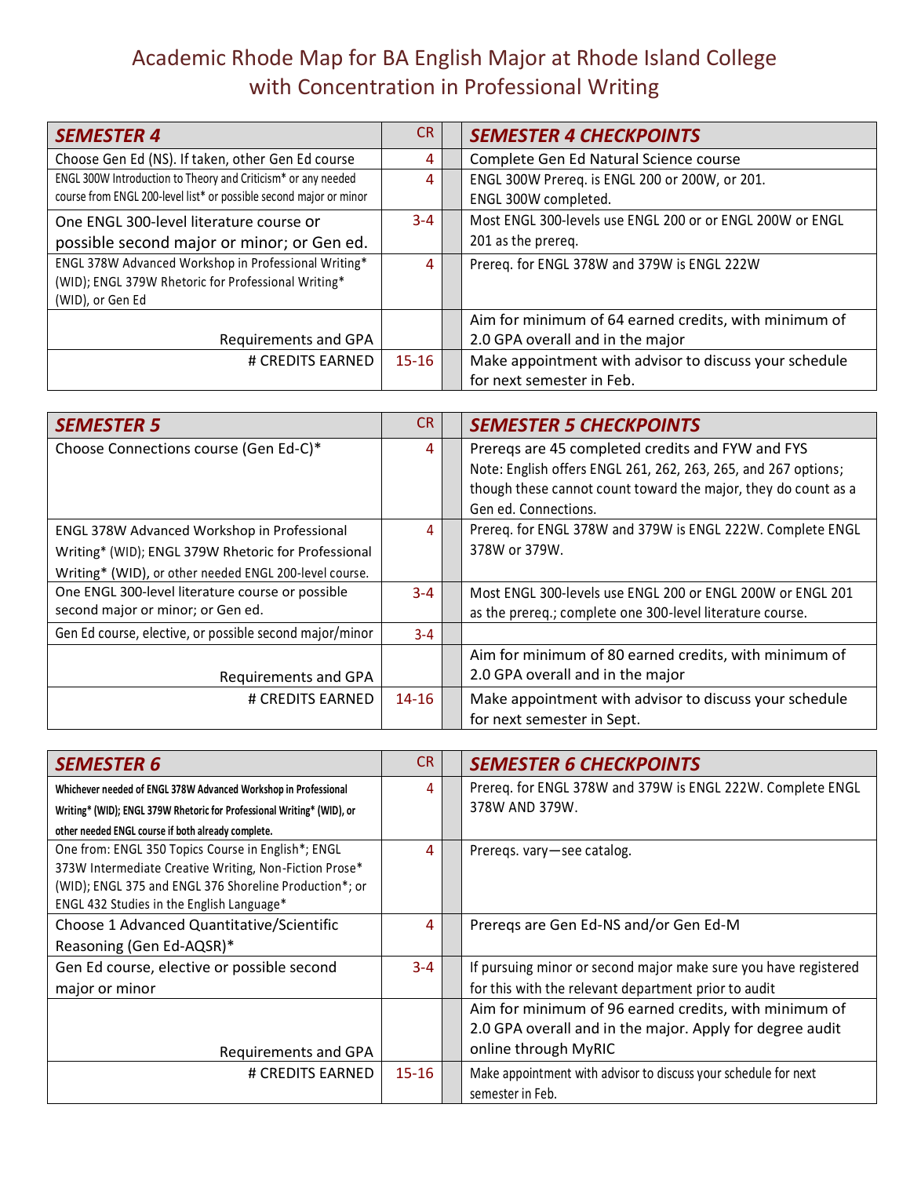# Academic Rhode Map for BA English Major at Rhode Island College with Concentration in Professional Writing

| SEMESTER 4 | CR | | SEMESTER 4 CHECKPOINTS |
|---|---|---|---|
| Choose Gen Ed (NS). If taken, other Gen Ed course | 4 | | Complete Gen Ed Natural Science course |
| ENGL 300W Introduction to Theory and Criticism* or any needed course from ENGL 200-level list* or possible second major or minor | 4 | | ENGL 300W Prereq. is ENGL 200 or 200W, or 201. ENGL 300W completed. |
| One ENGL 300-level literature course or possible second major or minor; or Gen ed. | 3-4 | | Most ENGL 300-levels use ENGL 200 or or ENGL 200W or ENGL 201 as the prereq. |
| ENGL 378W Advanced Workshop in Professional Writing* (WID); ENGL 379W Rhetoric for Professional Writing* (WID), or Gen Ed | 4 | | Prereq. for ENGL 378W and 379W is ENGL 222W |
| Requirements and GPA | | | Aim for minimum of 64 earned credits, with minimum of 2.0 GPA overall and in the major |
| # CREDITS EARNED | 15-16 | | Make appointment with advisor to discuss your schedule for next semester in Feb. |

| SEMESTER 5 | CR | | SEMESTER 5 CHECKPOINTS |
|---|---|---|---|
| Choose Connections course (Gen Ed-C)* | 4 | | Prereqs are 45 completed credits and FYW and FYS<br>Note: English offers ENGL 261, 262, 263, 265, and 267 options; though these cannot count toward the major, they do count as a Gen ed. Connections. |
| ENGL 378W Advanced Workshop in Professional Writing* (WID); ENGL 379W Rhetoric for Professional Writing* (WID), or other needed ENGL 200-level course. | 4 | | Prereq. for ENGL 378W and 379W is ENGL 222W. Complete ENGL 378W or 379W. |
| One ENGL 300-level literature course or possible second major or minor; or Gen ed. | 3-4 | | Most ENGL 300-levels use ENGL 200 or ENGL 200W or ENGL 201 as the prereq.; complete one 300-level literature course. |
| Gen Ed course, elective, or possible second major/minor | 3-4 | | |
| Requirements and GPA | | | Aim for minimum of 80 earned credits, with minimum of 2.0 GPA overall and in the major |
| # CREDITS EARNED | 14-16 | | Make appointment with advisor to discuss your schedule for next semester in Sept. |

| SEMESTER 6 | CR | | SEMESTER 6 CHECKPOINTS |
|---|---|---|---|
| **Whichever needed of ENGL 378W Advanced Workshop in Professional Writing* (WID); ENGL 379W Rhetoric for Professional Writing* (WID), or other needed ENGL course if both already complete.** | 4 | | Prereq. for ENGL 378W and 379W is ENGL 222W. Complete ENGL 378W AND 379W. |
| One from: ENGL 350 Topics Course in English*; ENGL 373W Intermediate Creative Writing, Non-Fiction Prose* (WID); ENGL 375 and ENGL 376 Shoreline Production*; or ENGL 432 Studies in the English Language* | 4 | | Prereqs. vary—see catalog. |
| Choose 1 Advanced Quantitative/Scientific Reasoning (Gen Ed-AQSR)* | 4 | | Prereqs are Gen Ed-NS and/or Gen Ed-M |
| Gen Ed course, elective or possible second major or minor | 3-4 | | If pursuing minor or second major make sure you have registered for this with the relevant department prior to audit |
| Requirements and GPA | | | Aim for minimum of 96 earned credits, with minimum of 2.0 GPA overall and in the major. Apply for degree audit online through MyRIC |
| # CREDITS EARNED | 15-16 | | Make appointment with advisor to discuss your schedule for next semester in Feb. |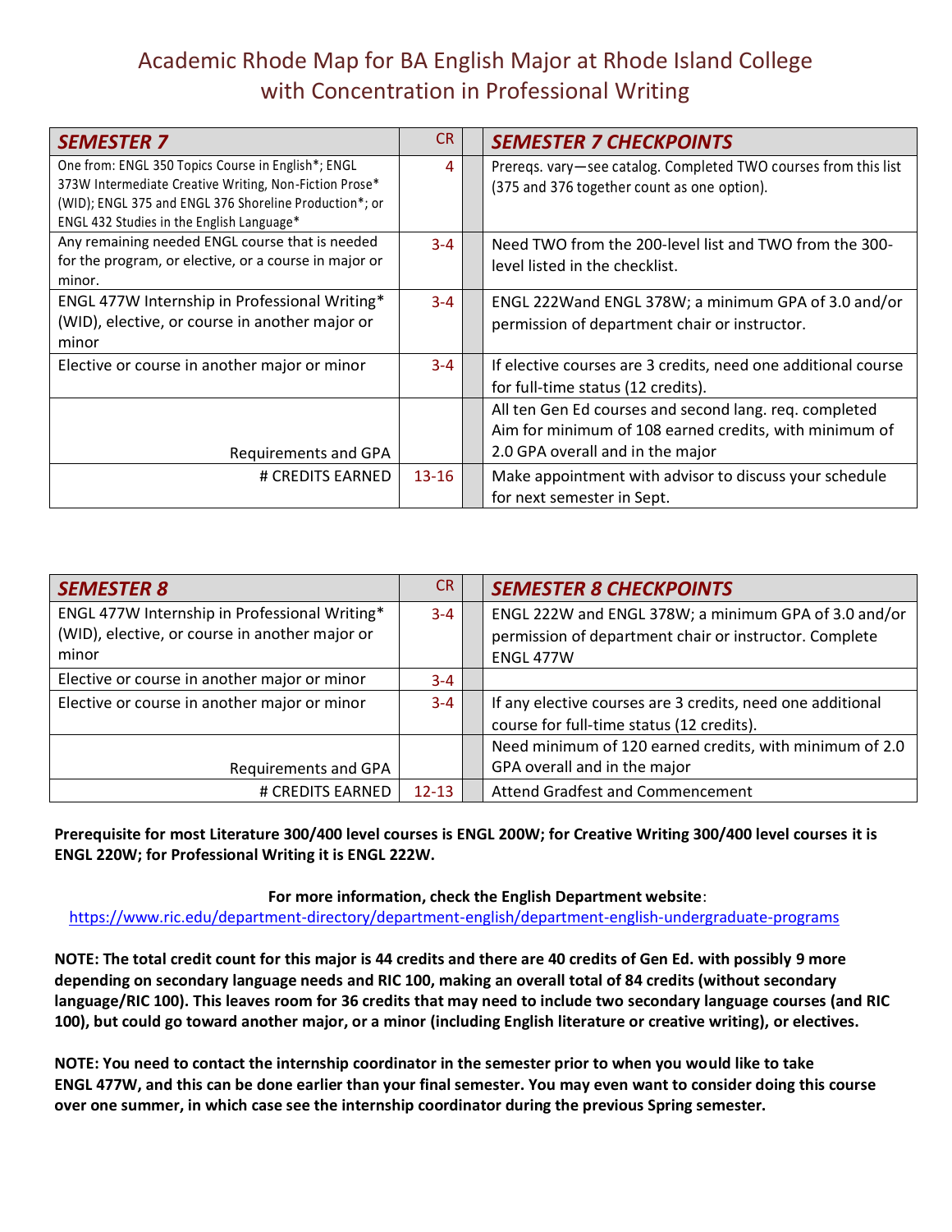# Academic Rhode Map for BA English Major at Rhode Island College with Concentration in Professional Writing

| ***SEMESTER 7*** | CR | | ***SEMESTER 7 CHECKPOINTS*** |
|---|---|---|---|
| One from: ENGL 350 Topics Course in English*; ENGL 373W Intermediate Creative Writing, Non-Fiction Prose* (WID); ENGL 375 and ENGL 376 Shoreline Production*; or ENGL 432 Studies in the English Language* | 4 | | Prereqs. vary—see catalog. Completed TWO courses from this list (375 and 376 together count as one option). |
| Any remaining needed ENGL course that is needed for the program, or elective, or a course in major or minor. | 3-4 | | Need TWO from the 200-level list and TWO from the 300-level listed in the checklist. |
| ENGL 477W Internship in Professional Writing* (WID), elective, or course in another major or minor | 3-4 | | ENGL 222Wand ENGL 378W; a minimum GPA of 3.0 and/or permission of department chair or instructor. |
| Elective or course in another major or minor | 3-4 | | If elective courses are 3 credits, need one additional course for full-time status (12 credits). |
| Requirements and GPA | | | All ten Gen Ed courses and second lang. req. completed Aim for minimum of 108 earned credits, with minimum of 2.0 GPA overall and in the major |
| # CREDITS EARNED | 13-16 | | Make appointment with advisor to discuss your schedule for next semester in Sept. |

| ***SEMESTER 8*** | CR | | ***SEMESTER 8 CHECKPOINTS*** |
|---|---|---|---|
| ENGL 477W Internship in Professional Writing* (WID), elective, or course in another major or minor | 3-4 | | ENGL 222W and ENGL 378W; a minimum GPA of 3.0 and/or permission of department chair or instructor. Complete ENGL 477W |
| Elective or course in another major or minor | 3-4 | | |
| Elective or course in another major or minor | 3-4 | | If any elective courses are 3 credits, need one additional course for full-time status (12 credits). |
| Requirements and GPA | | | Need minimum of 120 earned credits, with minimum of 2.0 GPA overall and in the major |
| # CREDITS EARNED | 12-13 | | Attend Gradfest and Commencement |

**Prerequisite for most Literature 300/400 level courses is ENGL 200W; for Creative Writing 300/400 level courses it is ENGL 220W; for Professional Writing it is ENGL 222W.**

**For more information, check the English Department website**:
https://www.ric.edu/department-directory/department-english/department-english-undergraduate-programs

**NOTE: The total credit count for this major is 44 credits and there are 40 credits of Gen Ed. with possibly 9 more depending on secondary language needs and RIC 100, making an overall total of 84 credits (without secondary language/RIC 100). This leaves room for 36 credits that may need to include two secondary language courses (and RIC 100), but could go toward another major, or a minor (including English literature or creative writing), or electives.**

**NOTE: You need to contact the internship coordinator in the semester prior to when you would like to take ENGL 477W, and this can be done earlier than your final semester. You may even want to consider doing this course over one summer, in which case see the internship coordinator during the previous Spring semester.**